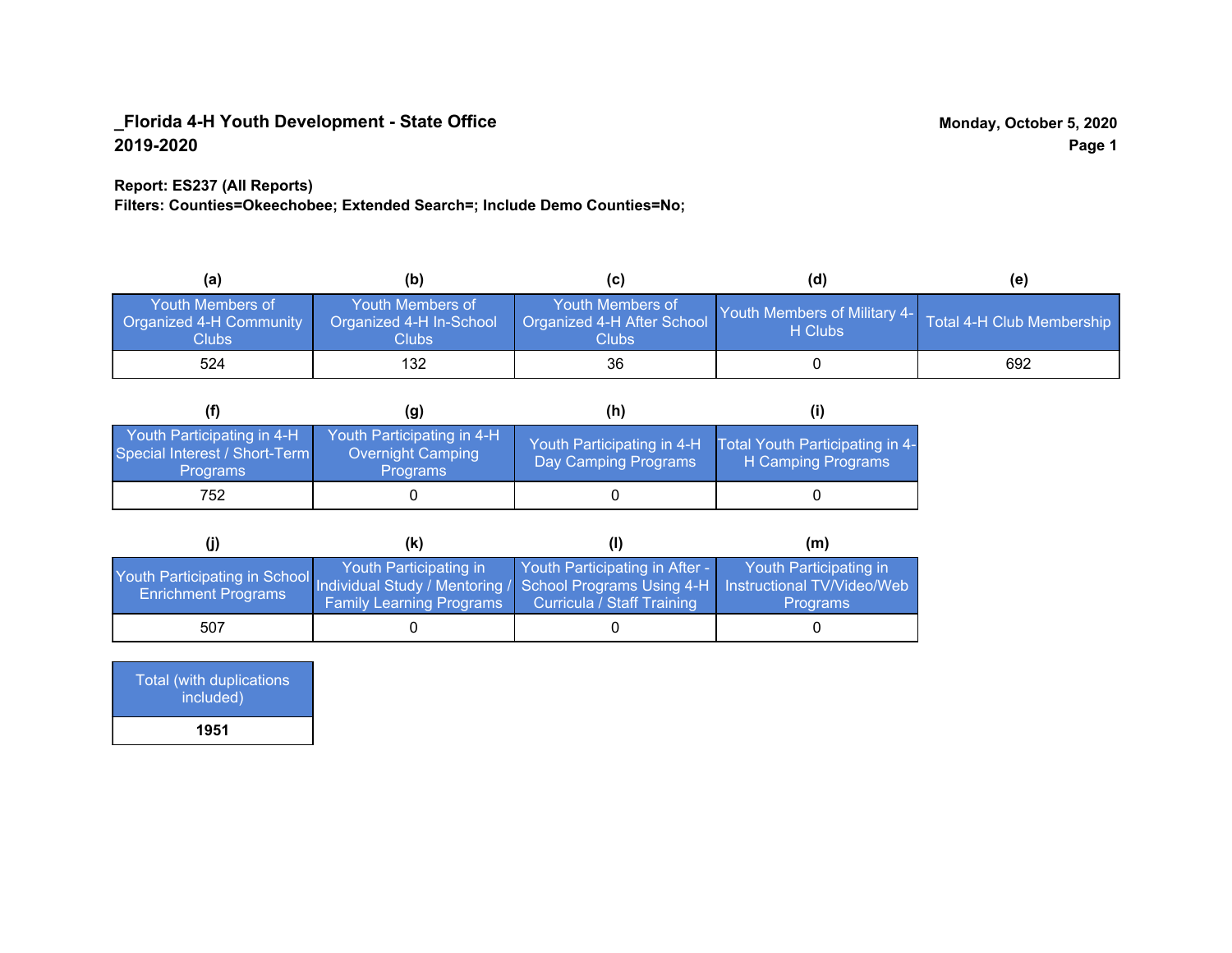**_Florida 4-H Youth Development - State Office**
**2019-2020**

**Monday, October 5, 2020**

**Report: ES237 (All Reports)**
**Filters: Counties=Okeechobee; Extended Search=; Include Demo Counties=No;**

| (a) | (b) | (c) | (d) | (e) |
|---|---|---|---|---|
| Youth Members of Organized 4-H Community Clubs | Youth Members of Organized 4-H In-School Clubs | Youth Members of Organized 4-H After School Clubs | Youth Members of Military 4-H Clubs | Total 4-H Club Membership |
| 524 | 132 | 36 | 0 | 692 |

| (f) | (g) | (h) | (i) |
|---|---|---|---|
| Youth Participating in 4-H Special Interest / Short-Term Programs | Youth Participating in 4-H Overnight Camping Programs | Youth Participating in 4-H Day Camping Programs | Total Youth Participating in 4-H Camping Programs |
| 752 | 0 | 0 | 0 |

| (j) | (k) | (l) | (m) |
|---|---|---|---|
| Youth Participating in School Enrichment Programs | Youth Participating in Individual Study / Mentoring / Family Learning Programs | Youth Participating in After - School Programs Using 4-H Curricula / Staff Training | Youth Participating in Instructional TV/Video/Web Programs |
| 507 | 0 | 0 | 0 |

| Total (with duplications included) |
|---|
| **1951** |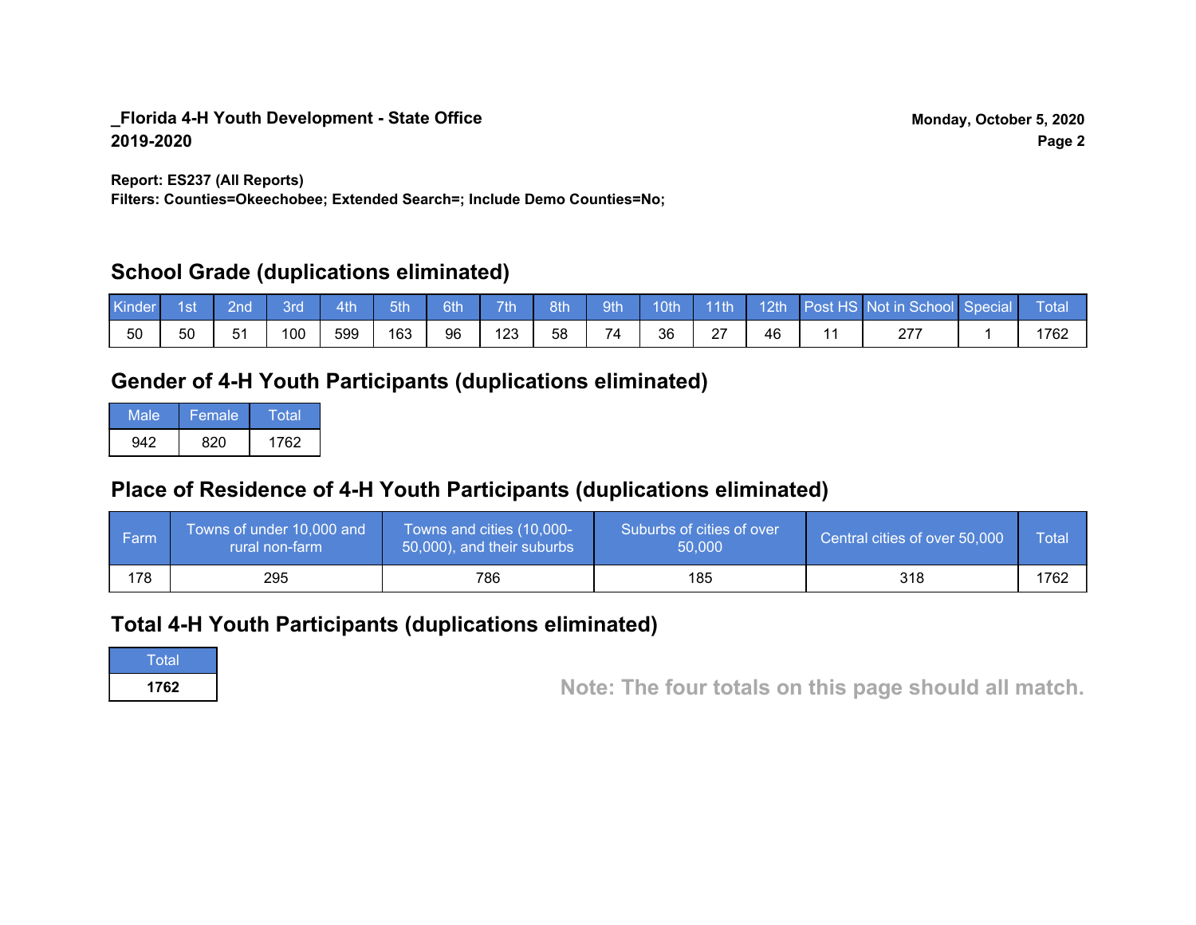**_Florida 4-H Youth Development - State Office**
**2019-2020**

**Monday, October 5, 2020**

**Report: ES237 (All Reports)**
**Filters: Counties=Okeechobee; Extended Search=; Include Demo Counties=No;**

## School Grade (duplications eliminated)

| Kinder | 1st | 2nd | 3rd | 4th | 5th | 6th | 7th | 8th | 9th | 10th | 11th | 12th | Post HS | Not in School | Special | Total |
|---|---|---|---|---|---|---|---|---|---|---|---|---|---|---|---|---|
| 50 | 50 | 51 | 100 | 599 | 163 | 96 | 123 | 58 | 74 | 36 | 27 | 46 | 11 | 277 | 1 | 1762 |

## Gender of 4-H Youth Participants (duplications eliminated)

| Male | Female | Total |
|---|---|---|
| 942 | 820 | 1762 |

## Place of Residence of 4-H Youth Participants (duplications eliminated)

| Farm | Towns of under 10,000 and rural non-farm | Towns and cities (10,000-50,000), and their suburbs | Suburbs of cities of over 50,000 | Central cities of over 50,000 | Total |
|---|---|---|---|---|---|
| 178 | 295 | 786 | 185 | 318 | 1762 |

## Total 4-H Youth Participants (duplications eliminated)

| Total |
|---|
| **1762** |

**Note: The four totals on this page should all match.**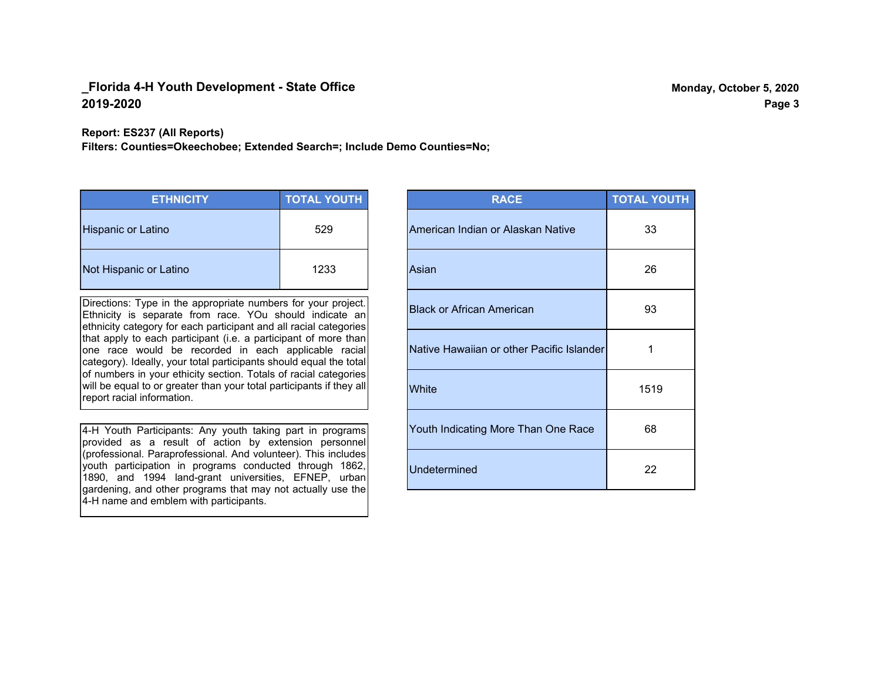**_Florida 4-H Youth Development - State Office**
**2019-2020**

**Monday, October 5, 2020**

**Report: ES237 (All Reports)**
**Filters: Counties=Okeechobee; Extended Search=; Include Demo Counties=No;**

| ETHNICITY | TOTAL YOUTH |
|---|---|
| Hispanic or Latino | 529 |
| Not Hispanic or Latino | 1233 |

Directions: Type in the appropriate numbers for your project. Ethnicity is separate from race. YOu should indicate an ethnicity category for each participant and all racial categories that apply to each participant (i.e. a participant of more than one race would be recorded in each applicable racial category). Ideally, your total participants should equal the total of numbers in your ethicity section. Totals of racial categories will be equal to or greater than your total participants if they all report racial information.

4-H Youth Participants: Any youth taking part in programs provided as a result of action by extension personnel (professional. Paraprofessional. And volunteer). This includes youth participation in programs conducted through 1862, 1890, and 1994 land-grant universities, EFNEP, urban gardening, and other programs that may not actually use the 4-H name and emblem with participants.

| RACE | TOTAL YOUTH |
|---|---|
| American Indian or Alaskan Native | 33 |
| Asian | 26 |
| Black or African American | 93 |
| Native Hawaiian or other Pacific Islander | 1 |
| White | 1519 |
| Youth Indicating More Than One Race | 68 |
| Undetermined | 22 |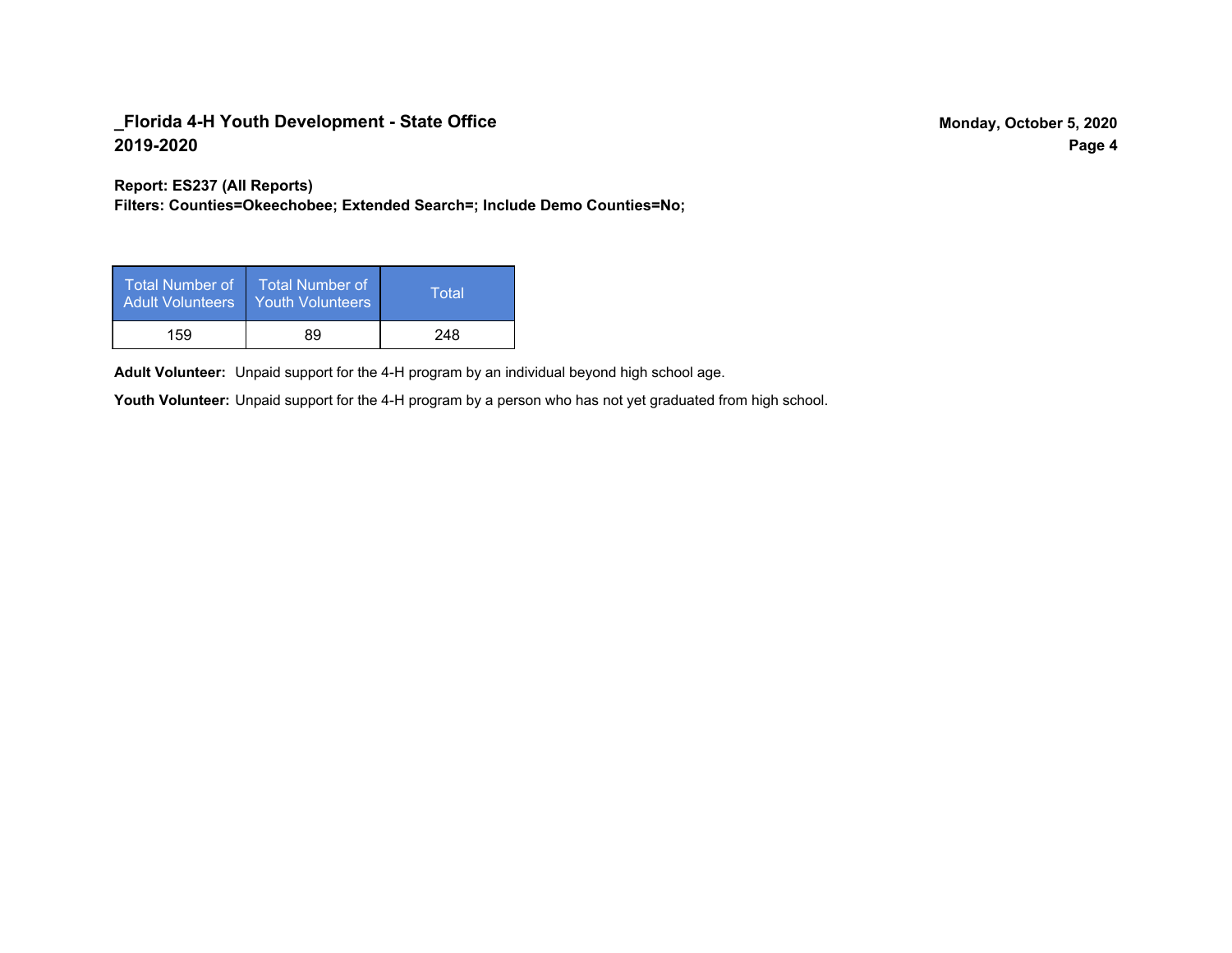**_Florida 4-H Youth Development - State Office**
**2019-2020**

**Monday, October 5, 2020**

**Report: ES237 (All Reports)**
**Filters: Counties=Okeechobee; Extended Search=; Include Demo Counties=No;**

| Total Number of Adult Volunteers | Total Number of Youth Volunteers | Total |
|---|---|---|
| 159 | 89 | 248 |

**Adult Volunteer:** Unpaid support for the 4-H program by an individual beyond high school age.

**Youth Volunteer:** Unpaid support for the 4-H program by a person who has not yet graduated from high school.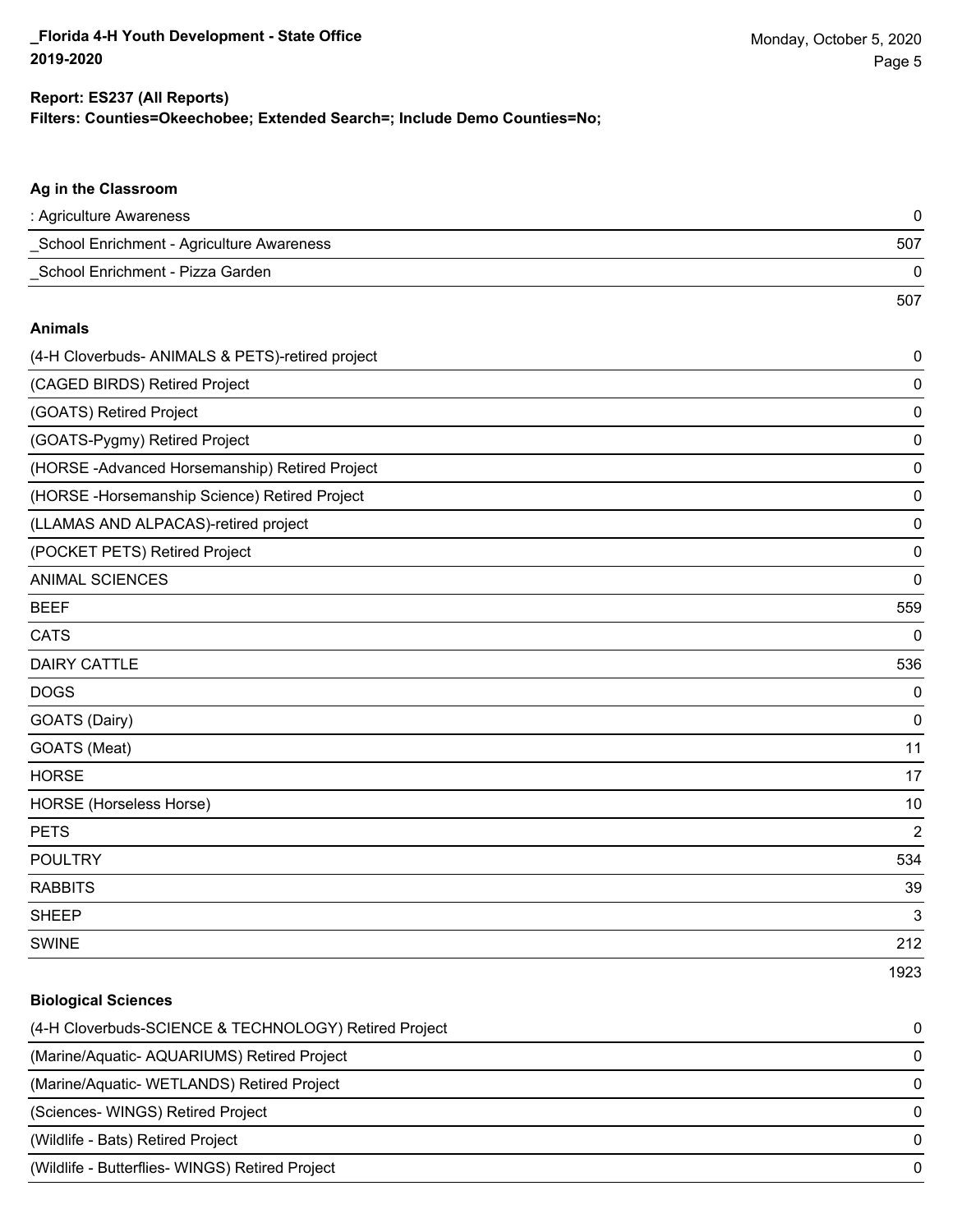**Report: ES237 (All Reports)**
**Filters: Counties=Okeechobee; Extended Search=; Include Demo Counties=No;**

### Ag in the Classroom

| | |
|---|---|
| : Agriculture Awareness | 0 |
| _School Enrichment - Agriculture Awareness | 507 |
| _School Enrichment - Pizza Garden | 0 |
| | 507 |

### Animals

| | |
|---|---|
| (4-H Cloverbuds- ANIMALS & PETS)-retired project | 0 |
| (CAGED BIRDS) Retired Project | 0 |
| (GOATS) Retired Project | 0 |
| (GOATS-Pygmy) Retired Project | 0 |
| (HORSE -Advanced Horsemanship) Retired Project | 0 |
| (HORSE -Horsemanship Science) Retired Project | 0 |
| (LLAMAS AND ALPACAS)-retired project | 0 |
| (POCKET PETS) Retired Project | 0 |
| ANIMAL SCIENCES | 0 |
| BEEF | 559 |
| CATS | 0 |
| DAIRY CATTLE | 536 |
| DOGS | 0 |
| GOATS (Dairy) | 0 |
| GOATS (Meat) | 11 |
| HORSE | 17 |
| HORSE (Horseless Horse) | 10 |
| PETS | 2 |
| POULTRY | 534 |
| RABBITS | 39 |
| SHEEP | 3 |
| SWINE | 212 |
| | 1923 |

### Biological Sciences

| | |
|---|---|
| (4-H Cloverbuds-SCIENCE & TECHNOLOGY) Retired Project | 0 |
| (Marine/Aquatic- AQUARIUMS) Retired Project | 0 |
| (Marine/Aquatic- WETLANDS) Retired Project | 0 |
| (Sciences- WINGS) Retired Project | 0 |
| (Wildlife - Bats) Retired Project | 0 |
| (Wildlife - Butterflies- WINGS) Retired Project | 0 |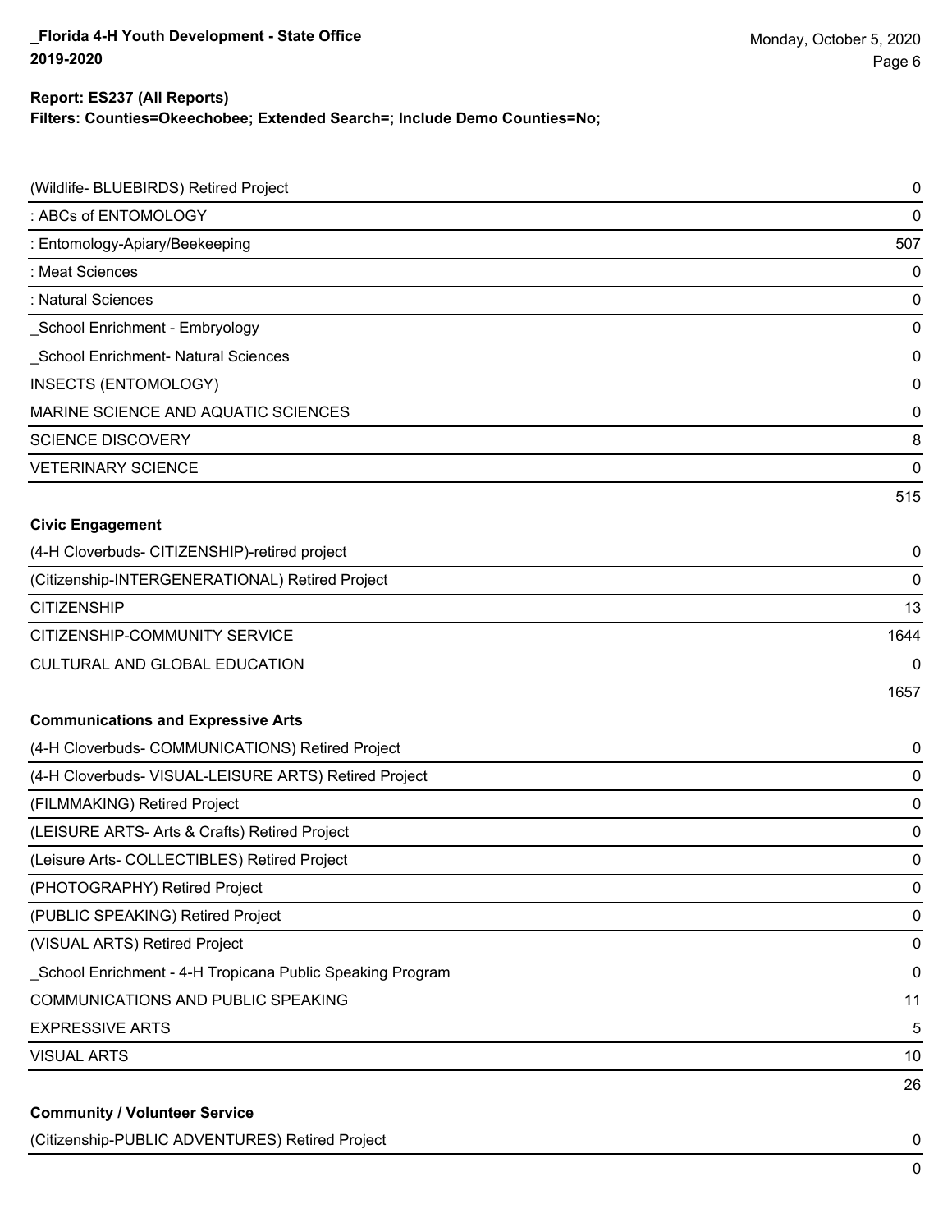**Report: ES237 (All Reports)**

**Filters: Counties=Okeechobee; Extended Search=; Include Demo Counties=No;**

| | |
|---|---|
| (Wildlife- BLUEBIRDS) Retired Project | 0 |
| : ABCs of ENTOMOLOGY | 0 |
| : Entomology-Apiary/Beekeeping | 507 |
| : Meat Sciences | 0 |
| : Natural Sciences | 0 |
| _School Enrichment - Embryology | 0 |
| _School Enrichment- Natural Sciences | 0 |
| INSECTS (ENTOMOLOGY) | 0 |
| MARINE SCIENCE AND AQUATIC SCIENCES | 0 |
| SCIENCE DISCOVERY | 8 |
| VETERINARY SCIENCE | 0 |
| | 515 |

**Civic Engagement**

| | |
|---|---|
| (4-H Cloverbuds- CITIZENSHIP)-retired project | 0 |
| (Citizenship-INTERGENERATIONAL) Retired Project | 0 |
| CITIZENSHIP | 13 |
| CITIZENSHIP-COMMUNITY SERVICE | 1644 |
| CULTURAL AND GLOBAL EDUCATION | 0 |
| | 1657 |

**Communications and Expressive Arts**

| | |
|---|---|
| (4-H Cloverbuds- COMMUNICATIONS) Retired Project | 0 |
| (4-H Cloverbuds- VISUAL-LEISURE ARTS) Retired Project | 0 |
| (FILMMAKING) Retired Project | 0 |
| (LEISURE ARTS- Arts & Crafts) Retired Project | 0 |
| (Leisure Arts- COLLECTIBLES) Retired Project | 0 |
| (PHOTOGRAPHY) Retired Project | 0 |
| (PUBLIC SPEAKING) Retired Project | 0 |
| (VISUAL ARTS) Retired Project | 0 |
| _School Enrichment - 4-H Tropicana Public Speaking Program | 0 |
| COMMUNICATIONS AND PUBLIC SPEAKING | 11 |
| EXPRESSIVE ARTS | 5 |
| VISUAL ARTS | 10 |
| | 26 |

**Community / Volunteer Service**

| | |
|---|---|
| (Citizenship-PUBLIC ADVENTURES) Retired Project | 0 |
| | 0 |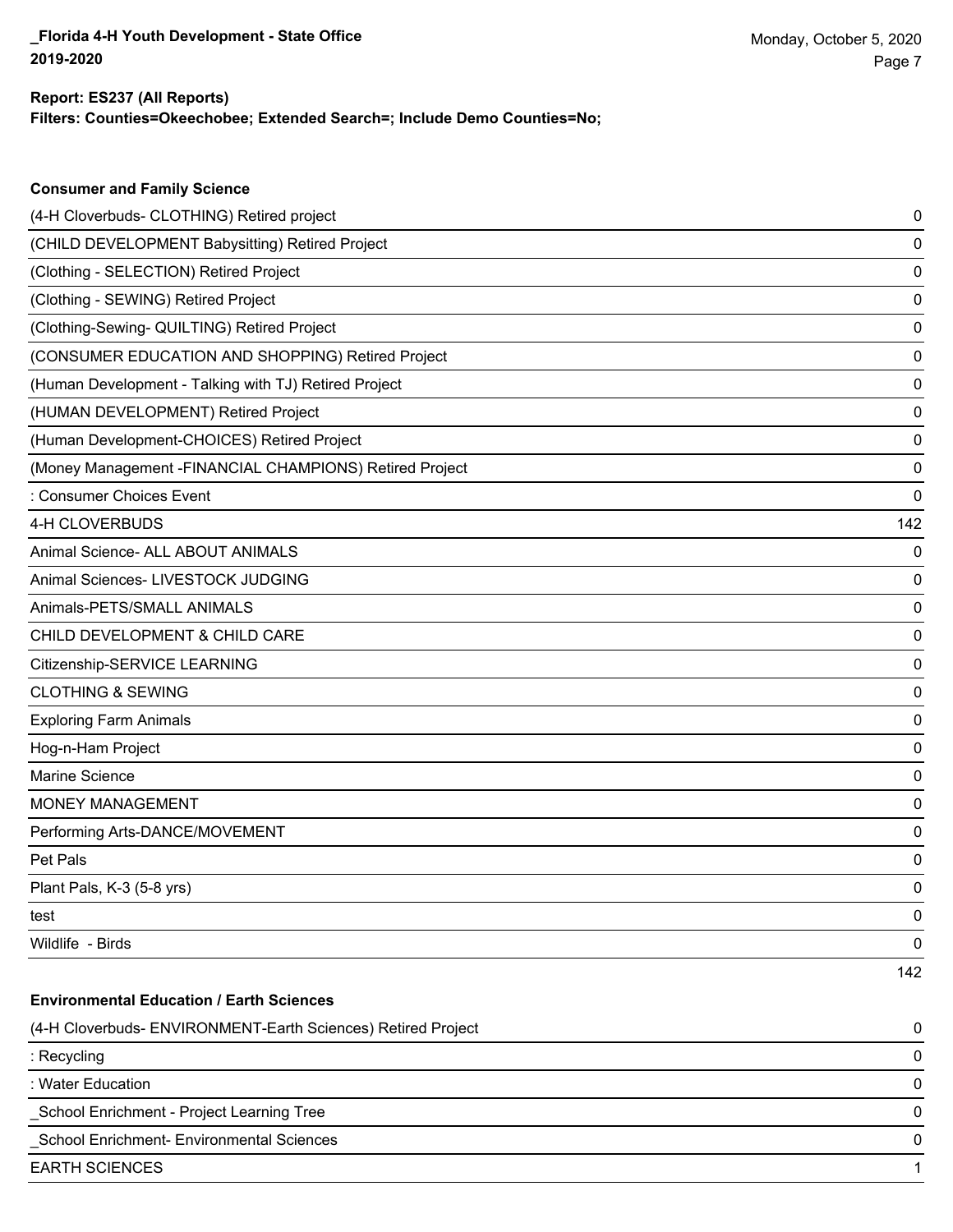**Report: ES237 (All Reports)**
**Filters: Counties=Okeechobee; Extended Search=; Include Demo Counties=No;**

### Consumer and Family Science

| Project | Count |
|---|---|
| (4-H Cloverbuds- CLOTHING) Retired project | 0 |
| (CHILD DEVELOPMENT Babysitting) Retired Project | 0 |
| (Clothing - SELECTION) Retired Project | 0 |
| (Clothing - SEWING) Retired Project | 0 |
| (Clothing-Sewing- QUILTING) Retired Project | 0 |
| (CONSUMER EDUCATION AND SHOPPING) Retired Project | 0 |
| (Human Development - Talking with TJ) Retired Project | 0 |
| (HUMAN DEVELOPMENT) Retired Project | 0 |
| (Human Development-CHOICES) Retired Project | 0 |
| (Money Management -FINANCIAL CHAMPIONS) Retired Project | 0 |
| : Consumer Choices Event | 0 |
| 4-H CLOVERBUDS | 142 |
| Animal Science- ALL ABOUT ANIMALS | 0 |
| Animal Sciences- LIVESTOCK JUDGING | 0 |
| Animals-PETS/SMALL ANIMALS | 0 |
| CHILD DEVELOPMENT & CHILD CARE | 0 |
| Citizenship-SERVICE LEARNING | 0 |
| CLOTHING & SEWING | 0 |
| Exploring Farm Animals | 0 |
| Hog-n-Ham Project | 0 |
| Marine Science | 0 |
| MONEY MANAGEMENT | 0 |
| Performing Arts-DANCE/MOVEMENT | 0 |
| Pet Pals | 0 |
| Plant Pals, K-3 (5-8 yrs) | 0 |
| test | 0 |
| Wildlife - Birds | 0 |
| | 142 |

### Environmental Education / Earth Sciences

| Project | Count |
|---|---|
| (4-H Cloverbuds- ENVIRONMENT-Earth Sciences) Retired Project | 0 |
| : Recycling | 0 |
| : Water Education | 0 |
| _School Enrichment - Project Learning Tree | 0 |
| _School Enrichment- Environmental Sciences | 0 |
| EARTH SCIENCES | 1 |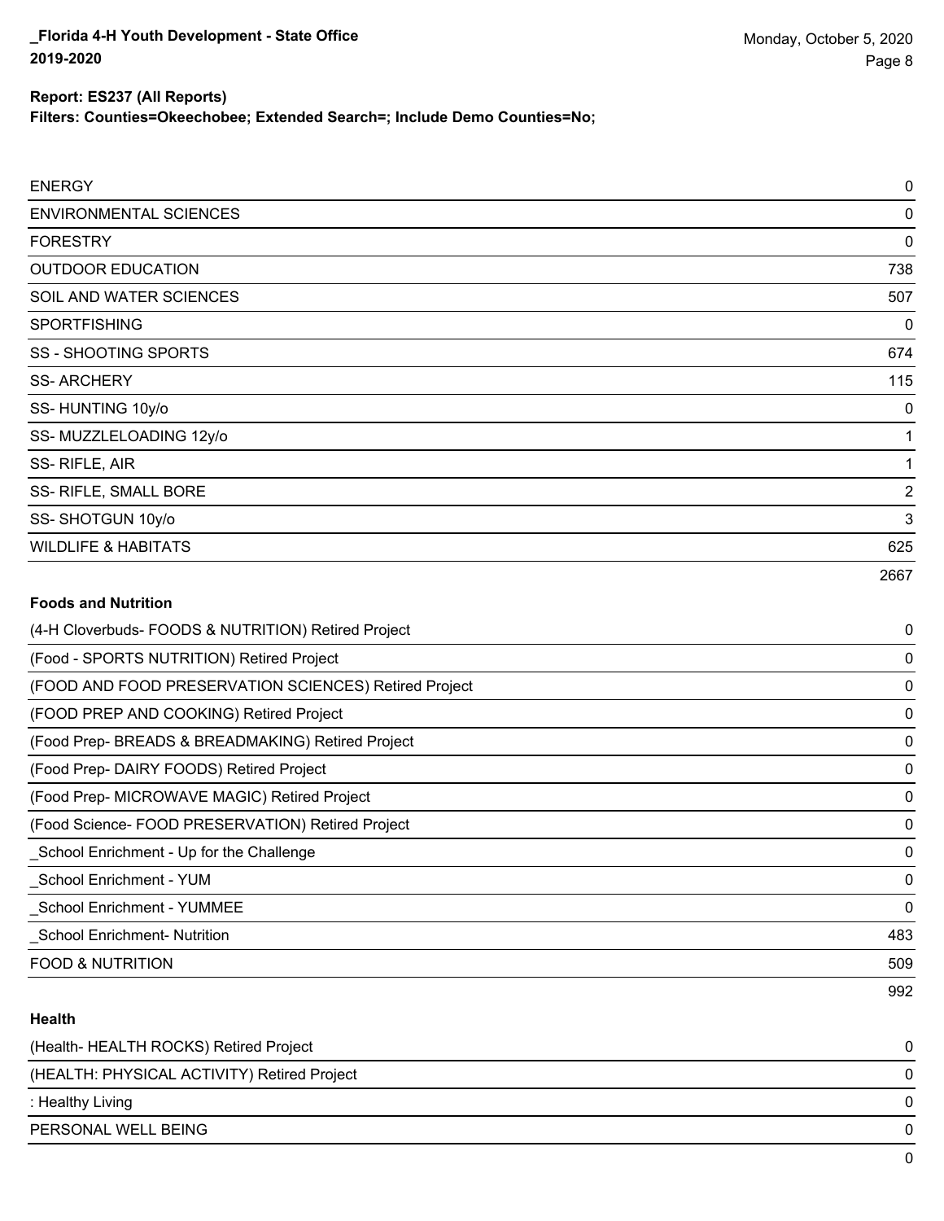**Report: ES237 (All Reports)**
**Filters: Counties=Okeechobee; Extended Search=; Include Demo Counties=No;**

| | |
|---|---|
| ENERGY | 0 |
| ENVIRONMENTAL SCIENCES | 0 |
| FORESTRY | 0 |
| OUTDOOR EDUCATION | 738 |
| SOIL AND WATER SCIENCES | 507 |
| SPORTFISHING | 0 |
| SS - SHOOTING SPORTS | 674 |
| SS- ARCHERY | 115 |
| SS- HUNTING 10y/o | 0 |
| SS- MUZZLELOADING 12y/o | 1 |
| SS- RIFLE, AIR | 1 |
| SS- RIFLE, SMALL BORE | 2 |
| SS- SHOTGUN 10y/o | 3 |
| WILDLIFE & HABITATS | 625 |
| | 2667 |

**Foods and Nutrition**

| | |
|---|---|
| (4-H Cloverbuds- FOODS & NUTRITION) Retired Project | 0 |
| (Food - SPORTS NUTRITION) Retired Project | 0 |
| (FOOD AND FOOD PRESERVATION SCIENCES) Retired Project | 0 |
| (FOOD PREP AND COOKING) Retired Project | 0 |
| (Food Prep- BREADS & BREADMAKING) Retired Project | 0 |
| (Food Prep- DAIRY FOODS) Retired Project | 0 |
| (Food Prep- MICROWAVE MAGIC) Retired Project | 0 |
| (Food Science- FOOD PRESERVATION) Retired Project | 0 |
| _School Enrichment - Up for the Challenge | 0 |
| _School Enrichment - YUM | 0 |
| _School Enrichment - YUMMEE | 0 |
| _School Enrichment- Nutrition | 483 |
| FOOD & NUTRITION | 509 |
| | 992 |

**Health**

| | |
|---|---|
| (Health- HEALTH ROCKS) Retired Project | 0 |
| (HEALTH: PHYSICAL ACTIVITY) Retired Project | 0 |
| : Healthy Living | 0 |
| PERSONAL WELL BEING | 0 |
| | 0 |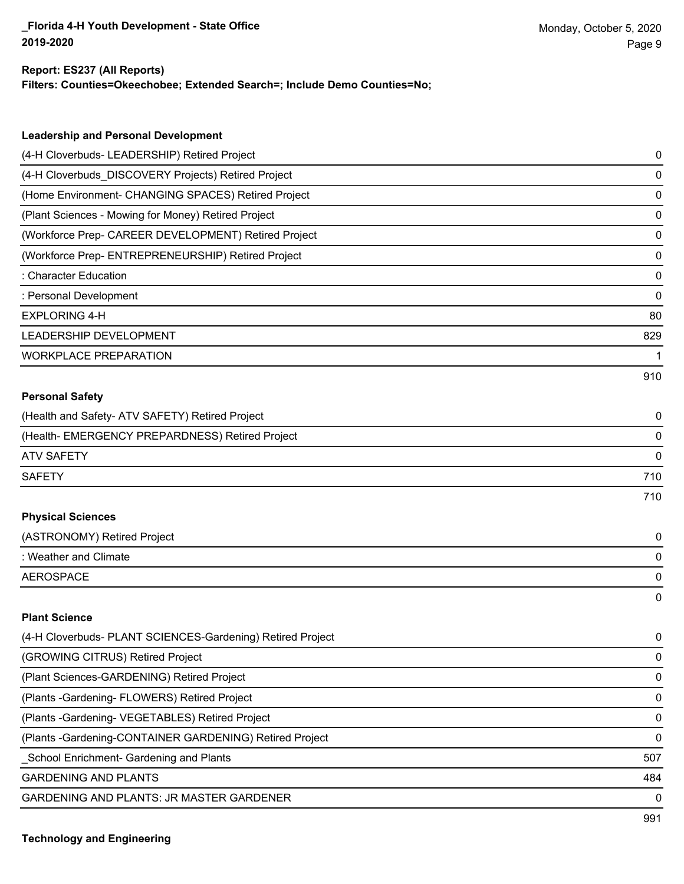**Report: ES237 (All Reports)**
**Filters: Counties=Okeechobee; Extended Search=; Include Demo Counties=No;**

### Leadership and Personal Development

| | |
|---|---|
| (4-H Cloverbuds- LEADERSHIP) Retired Project | 0 |
| (4-H Cloverbuds_DISCOVERY Projects) Retired Project | 0 |
| (Home Environment- CHANGING SPACES) Retired Project | 0 |
| (Plant Sciences - Mowing for Money) Retired Project | 0 |
| (Workforce Prep- CAREER DEVELOPMENT) Retired Project | 0 |
| (Workforce Prep- ENTREPRENEURSHIP) Retired Project | 0 |
| : Character Education | 0 |
| : Personal Development | 0 |
| EXPLORING 4-H | 80 |
| LEADERSHIP DEVELOPMENT | 829 |
| WORKPLACE PREPARATION | 1 |
| | 910 |

### Personal Safety

| | |
|---|---|
| (Health and Safety- ATV SAFETY) Retired Project | 0 |
| (Health- EMERGENCY PREPARDNESS) Retired Project | 0 |
| ATV SAFETY | 0 |
| SAFETY | 710 |
| | 710 |

### Physical Sciences

| | |
|---|---|
| (ASTRONOMY) Retired Project | 0 |
| : Weather and Climate | 0 |
| AEROSPACE | 0 |
| | 0 |

### Plant Science

| | |
|---|---|
| (4-H Cloverbuds- PLANT SCIENCES-Gardening) Retired Project | 0 |
| (GROWING CITRUS) Retired Project | 0 |
| (Plant Sciences-GARDENING) Retired Project | 0 |
| (Plants -Gardening- FLOWERS) Retired Project | 0 |
| (Plants -Gardening- VEGETABLES) Retired Project | 0 |
| (Plants -Gardening-CONTAINER GARDENING) Retired Project | 0 |
| _School Enrichment- Gardening and Plants | 507 |
| GARDENING AND PLANTS | 484 |
| GARDENING AND PLANTS: JR MASTER GARDENER | 0 |
| | 991 |

### Technology and Engineering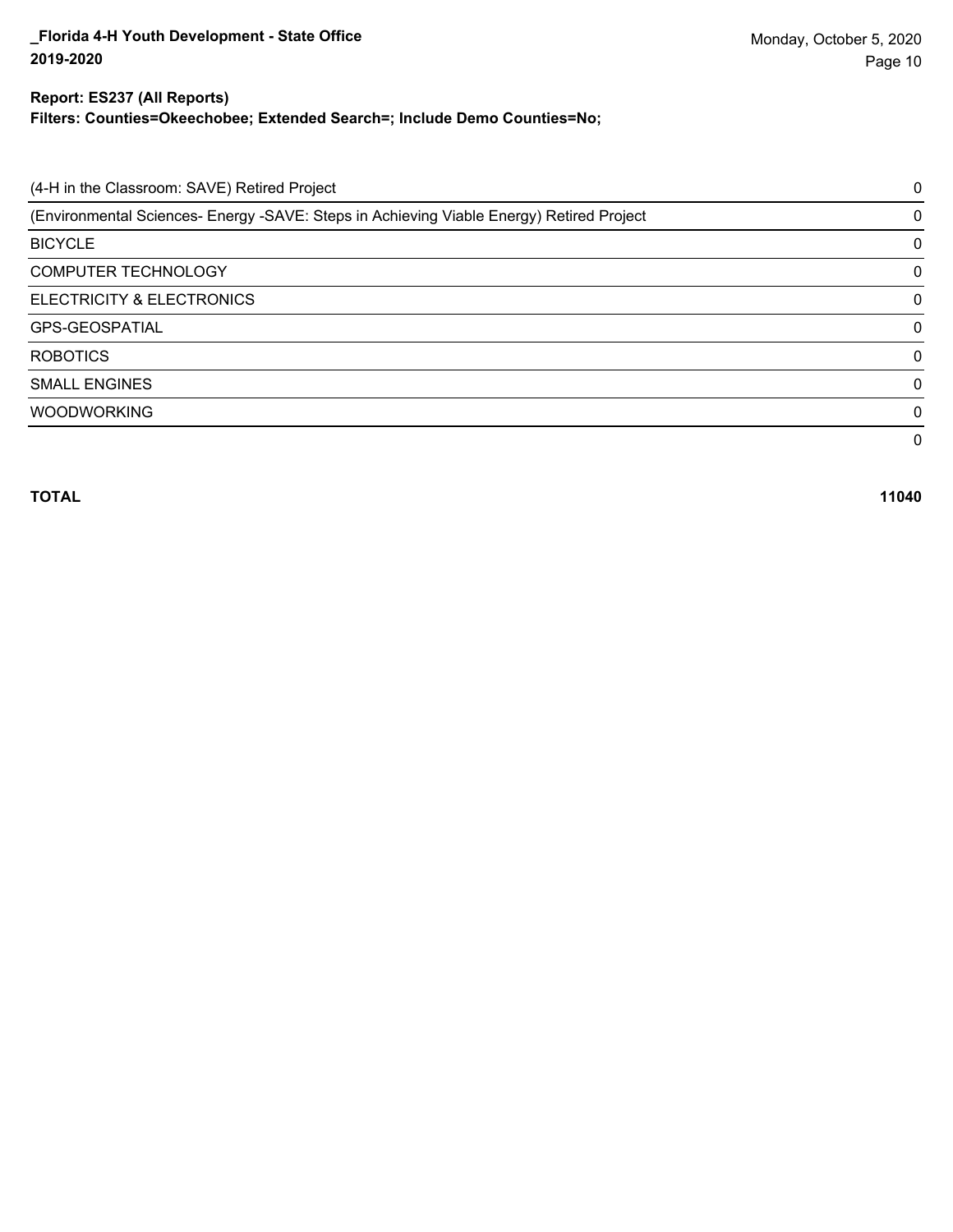**Report: ES237 (All Reports)**
**Filters: Counties=Okeechobee; Extended Search=; Include Demo Counties=No;**

| | |
|---|---|
| (4-H in the Classroom: SAVE) Retired Project | 0 |
| (Environmental Sciences- Energy -SAVE: Steps in Achieving Viable Energy) Retired Project | 0 |
| BICYCLE | 0 |
| COMPUTER TECHNOLOGY | 0 |
| ELECTRICITY & ELECTRONICS | 0 |
| GPS-GEOSPATIAL | 0 |
| ROBOTICS | 0 |
| SMALL ENGINES | 0 |
| WOODWORKING | 0 |
| | 0 |

**TOTAL** **11040**